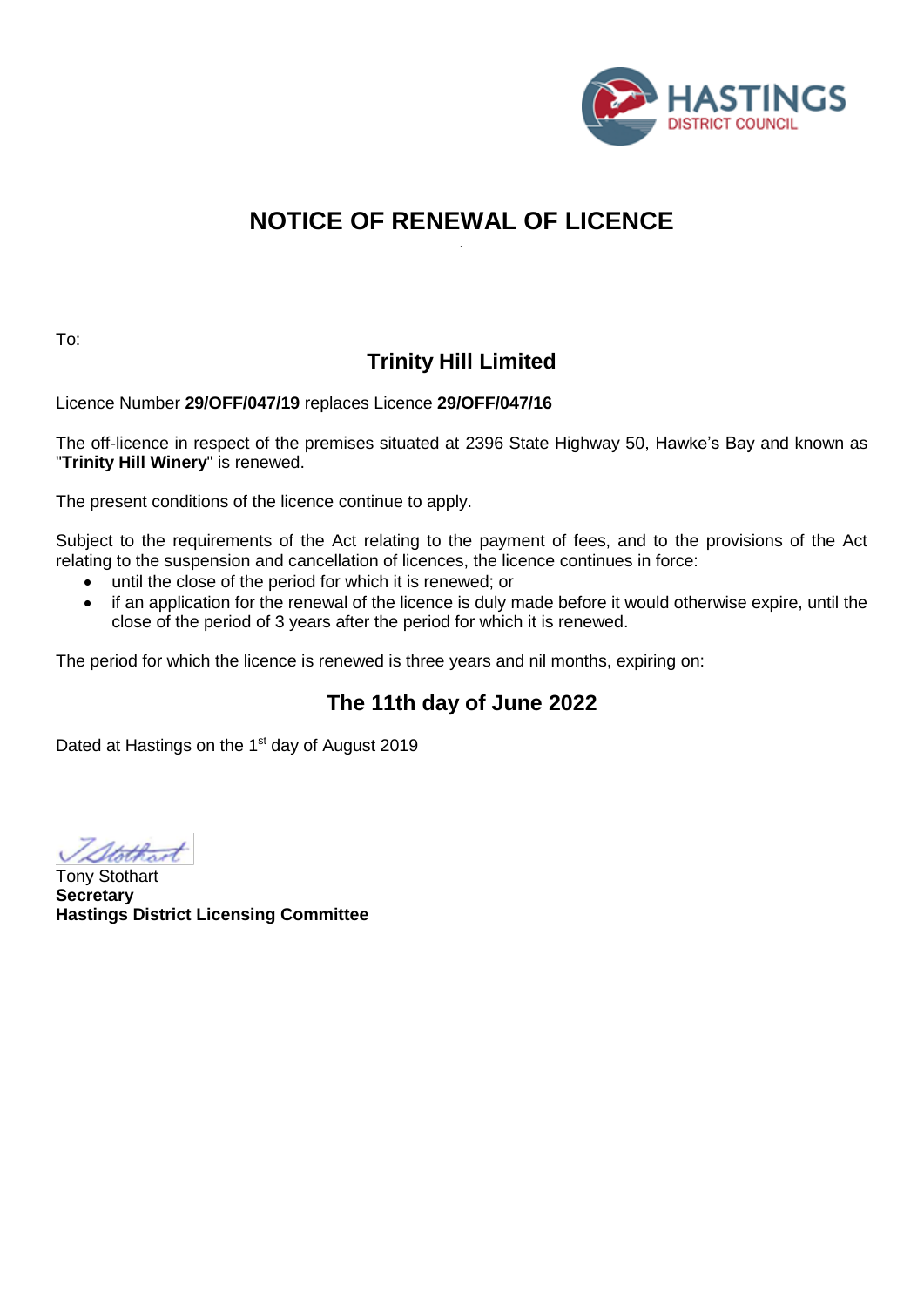HASTINGS DISTRICT COUNCIL

# NOTICE OF RENEWAL OF LICENCE

To:

## Trinity Hill Limited

Licence Number **29/OFF/047/19** replaces Licence **29/OFF/047/16**

The off-licence in respect of the premises situated at 2396 State Highway 50, Hawke's Bay and known as "**Trinity Hill Winery**" is renewed.

The present conditions of the licence continue to apply.

Subject to the requirements of the Act relating to the payment of fees, and to the provisions of the Act relating to the suspension and cancellation of licences, the licence continues in force:

- until the close of the period for which it is renewed; or
- if an application for the renewal of the licence is duly made before it would otherwise expire, until the close of the period of 3 years after the period for which it is renewed.

The period for which the licence is renewed is three years and nil months, expiring on:

## The 11th day of June 2022

Dated at Hastings on the 1st day of August 2019

Tony Stothart
**Secretary**
**Hastings District Licensing Committee**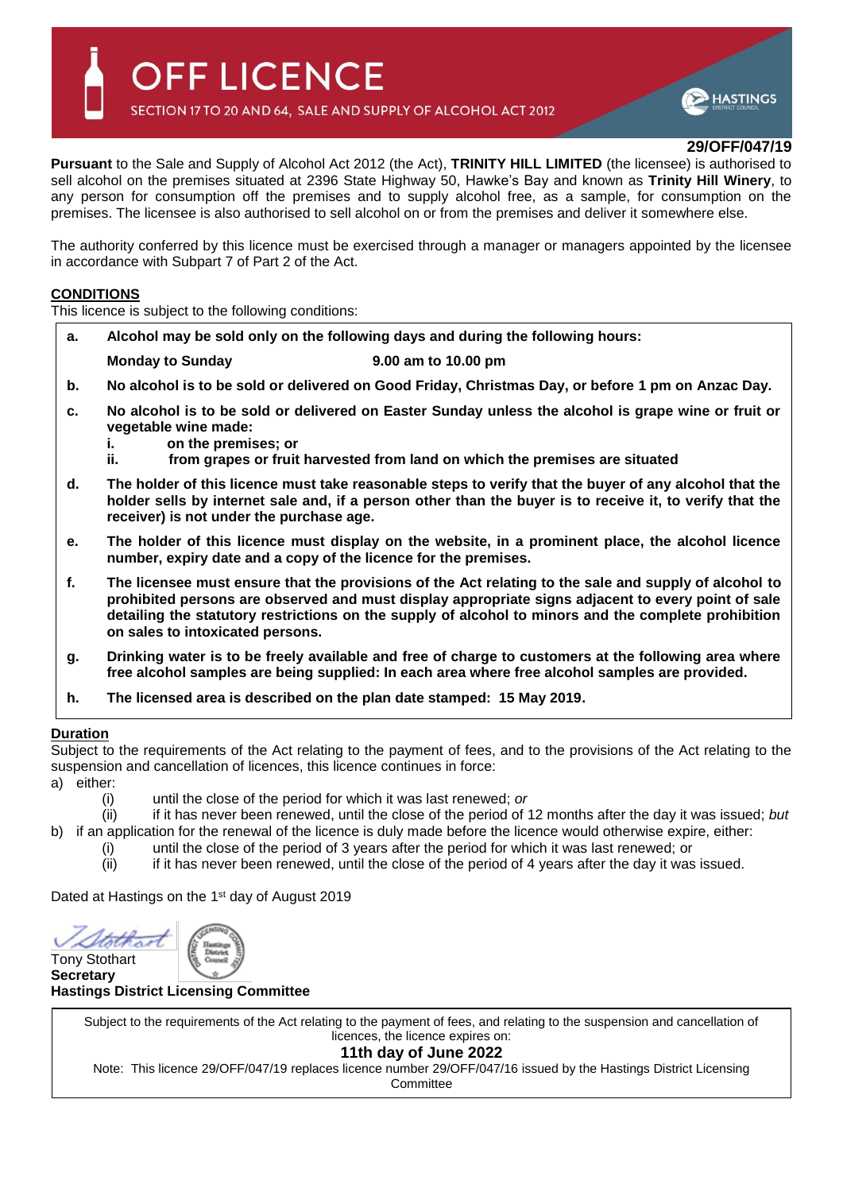# OFF LICENCE

SECTION 17 TO 20 AND 64, SALE AND SUPPLY OF ALCOHOL ACT 2012

HASTINGS DISTRICT COUNCIL

**29/OFF/047/19**

**Pursuant** to the Sale and Supply of Alcohol Act 2012 (the Act), **TRINITY HILL LIMITED** (the licensee) is authorised to sell alcohol on the premises situated at 2396 State Highway 50, Hawke's Bay and known as **Trinity Hill Winery**, to any person for consumption off the premises and to supply alcohol free, as a sample, for consumption on the premises. The licensee is also authorised to sell alcohol on or from the premises and deliver it somewhere else.

The authority conferred by this licence must be exercised through a manager or managers appointed by the licensee in accordance with Subpart 7 of Part 2 of the Act.

## CONDITIONS

This licence is subject to the following conditions:

**a.** **Alcohol may be sold only on the following days and during the following hours:**

**Monday to Sunday 9.00 am to 10.00 pm**

**b.** **No alcohol is to be sold or delivered on Good Friday, Christmas Day, or before 1 pm on Anzac Day.**

**c.** **No alcohol is to be sold or delivered on Easter Sunday unless the alcohol is grape wine or fruit or vegetable wine made:**

**i. on the premises; or**

**ii. from grapes or fruit harvested from land on which the premises are situated**

**d.** **The holder of this licence must take reasonable steps to verify that the buyer of any alcohol that the holder sells by internet sale and, if a person other than the buyer is to receive it, to verify that the receiver) is not under the purchase age.**

**e.** **The holder of this licence must display on the website, in a prominent place, the alcohol licence number, expiry date and a copy of the licence for the premises.**

**f.** **The licensee must ensure that the provisions of the Act relating to the sale and supply of alcohol to prohibited persons are observed and must display appropriate signs adjacent to every point of sale detailing the statutory restrictions on the supply of alcohol to minors and the complete prohibition on sales to intoxicated persons.**

**g.** **Drinking water is to be freely available and free of charge to customers at the following area where free alcohol samples are being supplied: In each area where free alcohol samples are provided.**

**h.** **The licensed area is described on the plan date stamped: 15 May 2019.**

## Duration

Subject to the requirements of the Act relating to the payment of fees, and to the provisions of the Act relating to the suspension and cancellation of licences, this licence continues in force:

a) either:

(i) until the close of the period for which it was last renewed; *or*

(ii) if it has never been renewed, until the close of the period of 12 months after the day it was issued; *but*

b) if an application for the renewal of the licence is duly made before the licence would otherwise expire, either:

(i) until the close of the period of 3 years after the period for which it was last renewed; or

(ii) if it has never been renewed, until the close of the period of 4 years after the day it was issued.

Dated at Hastings on the 1st day of August 2019

Tony Stothart
**Secretary**
**Hastings District Licensing Committee**

Subject to the requirements of the Act relating to the payment of fees, and relating to the suspension and cancellation of licences, the licence expires on:

**11th day of June 2022**

Note: This licence 29/OFF/047/19 replaces licence number 29/OFF/047/16 issued by the Hastings District Licensing Committee